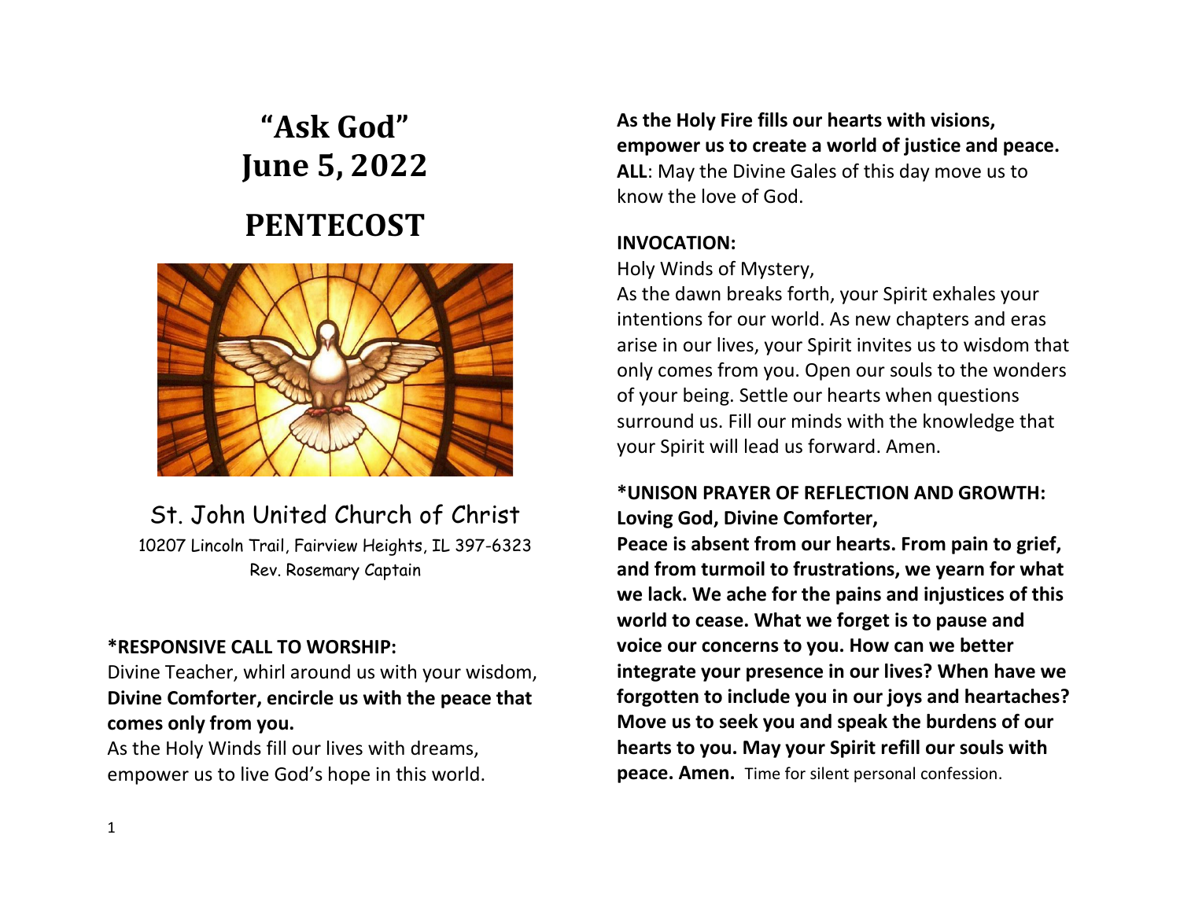# "Ask God"
# June 5, 2022

# PENTECOST

St. John United Church of Christ

10207 Lincoln Trail, Fairview Heights, IL 397-6323

Rev. Rosemary Captain

**\*RESPONSIVE CALL TO WORSHIP:**

Divine Teacher, whirl around us with your wisdom,

**Divine Comforter, encircle us with the peace that comes only from you.**

As the Holy Winds fill our lives with dreams, empower us to live God's hope in this world.

**As the Holy Fire fills our hearts with visions, empower us to create a world of justice and peace.**

**ALL**: May the Divine Gales of this day move us to know the love of God.

**INVOCATION:**

Holy Winds of Mystery,

As the dawn breaks forth, your Spirit exhales your intentions for our world. As new chapters and eras arise in our lives, your Spirit invites us to wisdom that only comes from you. Open our souls to the wonders of your being. Settle our hearts when questions surround us. Fill our minds with the knowledge that your Spirit will lead us forward. Amen.

**\*UNISON PRAYER OF REFLECTION AND GROWTH:**

**Loving God, Divine Comforter,**

**Peace is absent from our hearts. From pain to grief, and from turmoil to frustrations, we yearn for what we lack. We ache for the pains and injustices of this world to cease. What we forget is to pause and voice our concerns to you. How can we better integrate your presence in our lives? When have we forgotten to include you in our joys and heartaches? Move us to seek you and speak the burdens of our hearts to you. May your Spirit refill our souls with peace. Amen.** Time for silent personal confession.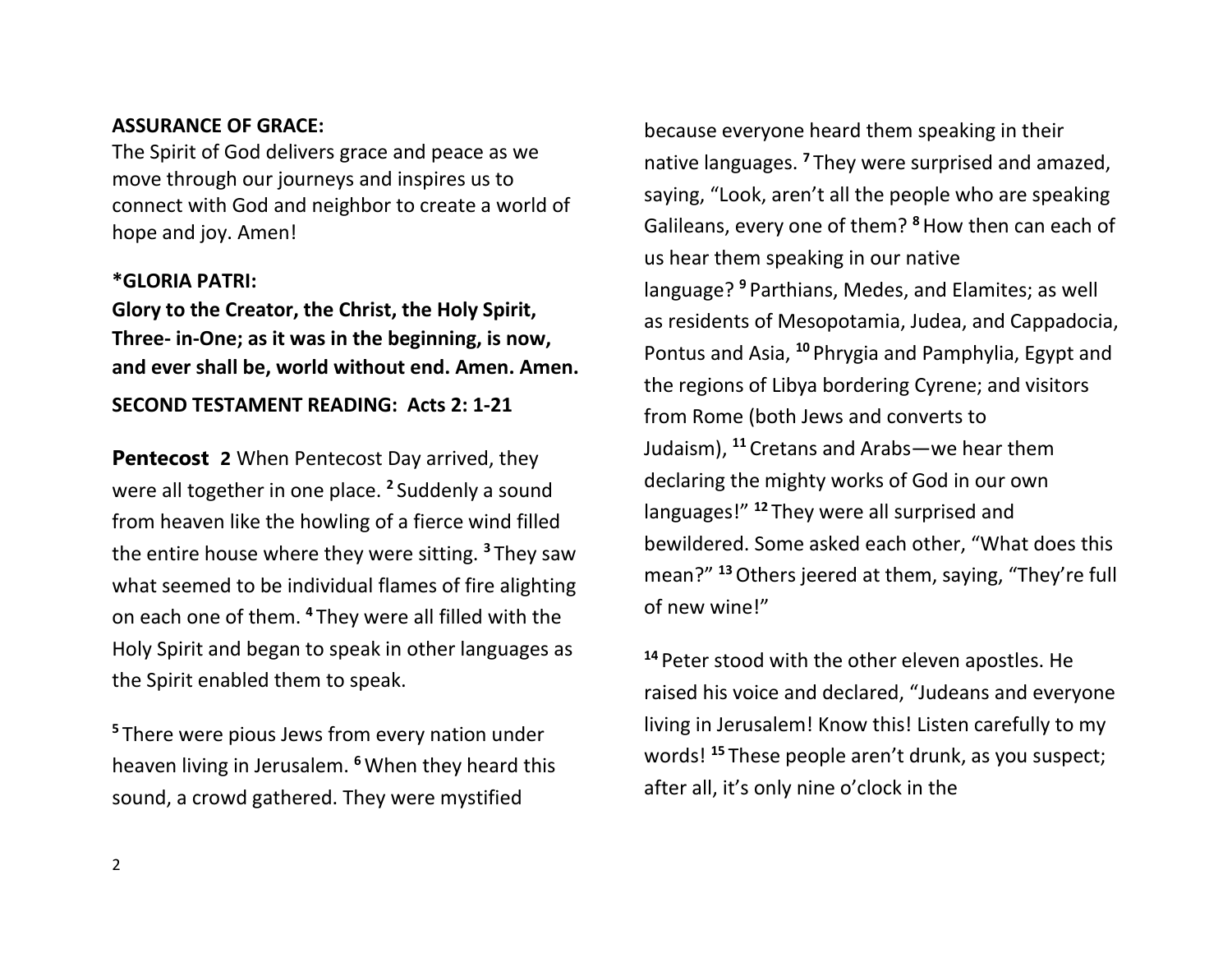**ASSURANCE OF GRACE:**
The Spirit of God delivers grace and peace as we move through our journeys and inspires us to connect with God and neighbor to create a world of hope and joy. Amen!

**\*GLORIA PATRI:**
**Glory to the Creator, the Christ, the Holy Spirit, Three- in-One; as it was in the beginning, is now, and ever shall be, world without end. Amen. Amen.**

**SECOND TESTAMENT READING: Acts 2: 1-21**

**Pentecost 2** When Pentecost Day arrived, they were all together in one place. [2] Suddenly a sound from heaven like the howling of a fierce wind filled the entire house where they were sitting. [3] They saw what seemed to be individual flames of fire alighting on each one of them. [4] They were all filled with the Holy Spirit and began to speak in other languages as the Spirit enabled them to speak.

[5] There were pious Jews from every nation under heaven living in Jerusalem. [6] When they heard this sound, a crowd gathered. They were mystified because everyone heard them speaking in their native languages. [7] They were surprised and amazed, saying, "Look, aren't all the people who are speaking Galileans, every one of them? [8] How then can each of us hear them speaking in our native language? [9] Parthians, Medes, and Elamites; as well as residents of Mesopotamia, Judea, and Cappadocia, Pontus and Asia, [10] Phrygia and Pamphylia, Egypt and the regions of Libya bordering Cyrene; and visitors from Rome (both Jews and converts to Judaism), [11] Cretans and Arabs—we hear them declaring the mighty works of God in our own languages!" [12] They were all surprised and bewildered. Some asked each other, "What does this mean?" [13] Others jeered at them, saying, "They're full of new wine!"

[14] Peter stood with the other eleven apostles. He raised his voice and declared, "Judeans and everyone living in Jerusalem! Know this! Listen carefully to my words! [15] These people aren't drunk, as you suspect; after all, it's only nine o'clock in the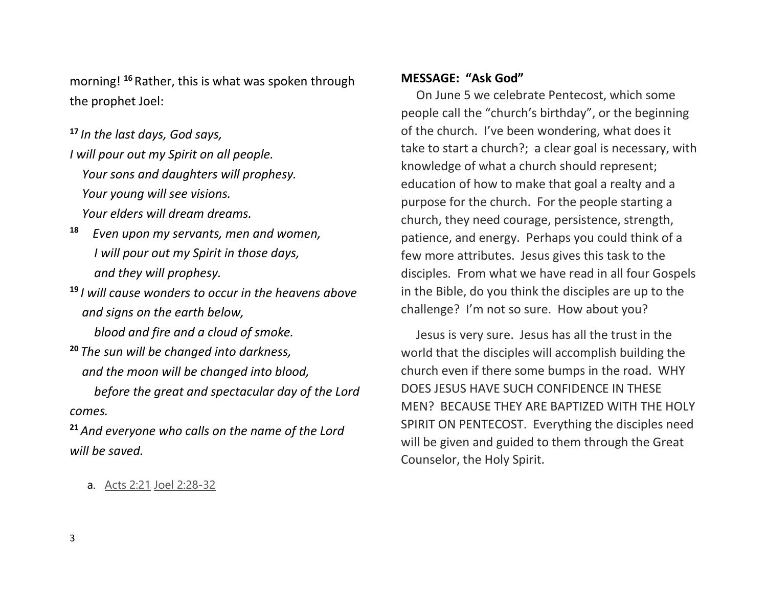morning! [16] Rather, this is what was spoken through the prophet Joel:

[17] *In the last days, God says,*
*I will pour out my Spirit on all people.*
*Your sons and daughters will prophesy.*
*Your young will see visions.*
*Your elders will dream dreams.*
[18] *Even upon my servants, men and women,*
*I will pour out my Spirit in those days,*
*and they will prophesy.*
[19] *I will cause wonders to occur in the heavens above*
*and signs on the earth below,*
*blood and fire and a cloud of smoke.*
[20] *The sun will be changed into darkness,*
*and the moon will be changed into blood,*
*before the great and spectacular day of the Lord comes.*
[21] *And everyone who calls on the name of the Lord will be saved.*

a. Acts 2:21 Joel 2:28-32

**MESSAGE: "Ask God"**

On June 5 we celebrate Pentecost, which some people call the "church's birthday", or the beginning of the church. I've been wondering, what does it take to start a church?; a clear goal is necessary, with knowledge of what a church should represent; education of how to make that goal a realty and a purpose for the church. For the people starting a church, they need courage, persistence, strength, patience, and energy. Perhaps you could think of a few more attributes. Jesus gives this task to the disciples. From what we have read in all four Gospels in the Bible, do you think the disciples are up to the challenge? I'm not so sure. How about you?

Jesus is very sure. Jesus has all the trust in the world that the disciples will accomplish building the church even if there some bumps in the road. WHY DOES JESUS HAVE SUCH CONFIDENCE IN THESE MEN? BECAUSE THEY ARE BAPTIZED WITH THE HOLY SPIRIT ON PENTECOST. Everything the disciples need will be given and guided to them through the Great Counselor, the Holy Spirit.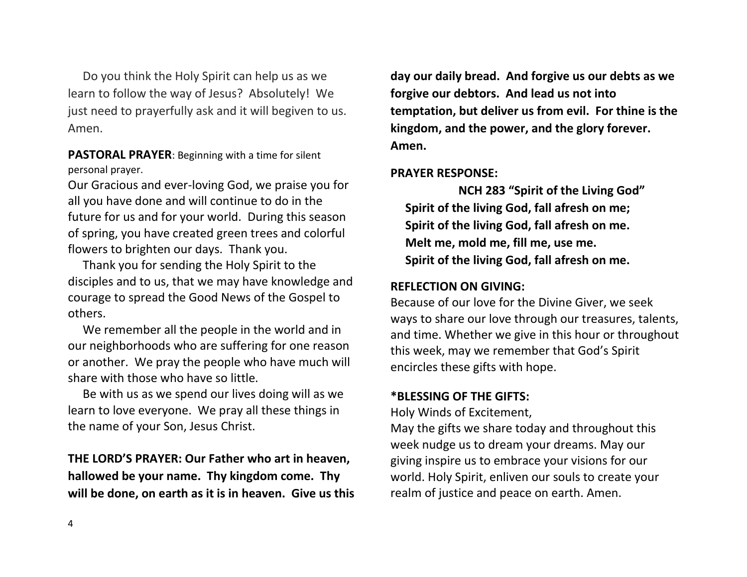Do you think the Holy Spirit can help us as we learn to follow the way of Jesus? Absolutely! We just need to prayerfully ask and it will begiven to us. Amen.

**PASTORAL PRAYER**: Beginning with a time for silent personal prayer.

Our Gracious and ever-loving God, we praise you for all you have done and will continue to do in the future for us and for your world. During this season of spring, you have created green trees and colorful flowers to brighten our days. Thank you.

Thank you for sending the Holy Spirit to the disciples and to us, that we may have knowledge and courage to spread the Good News of the Gospel to others.

We remember all the people in the world and in our neighborhoods who are suffering for one reason or another. We pray the people who have much will share with those who have so little.

Be with us as we spend our lives doing will as we learn to love everyone. We pray all these things in the name of your Son, Jesus Christ.

**THE LORD'S PRAYER: Our Father who art in heaven, hallowed be your name. Thy kingdom come. Thy will be done, on earth as it is in heaven. Give us this day our daily bread. And forgive us our debts as we forgive our debtors. And lead us not into temptation, but deliver us from evil. For thine is the kingdom, and the power, and the glory forever. Amen.**

**PRAYER RESPONSE:**

**NCH 283 "Spirit of the Living God"**

**Spirit of the living God, fall afresh on me;**
**Spirit of the living God, fall afresh on me.**
**Melt me, mold me, fill me, use me.**
**Spirit of the living God, fall afresh on me.**

**REFLECTION ON GIVING:**

Because of our love for the Divine Giver, we seek ways to share our love through our treasures, talents, and time. Whether we give in this hour or throughout this week, may we remember that God's Spirit encircles these gifts with hope.

**\*BLESSING OF THE GIFTS:**

Holy Winds of Excitement,

May the gifts we share today and throughout this week nudge us to dream your dreams. May our giving inspire us to embrace your visions for our world. Holy Spirit, enliven our souls to create your realm of justice and peace on earth. Amen.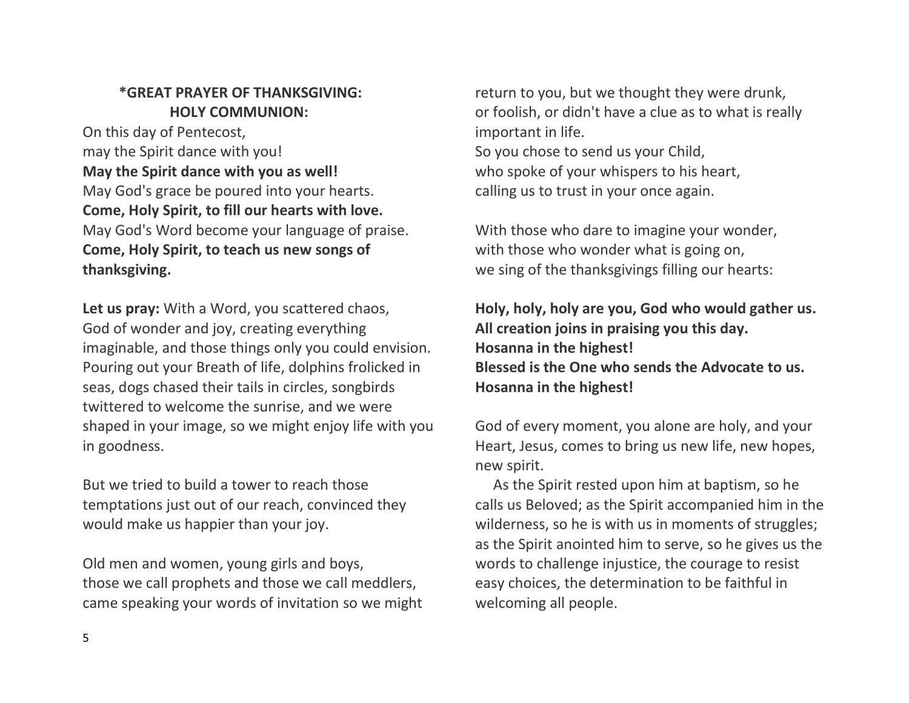## *GREAT PRAYER OF THANKSGIVING: HOLY COMMUNION:

On this day of Pentecost,
may the Spirit dance with you!
**May the Spirit dance with you as well!**
May God's grace be poured into your hearts.
**Come, Holy Spirit, to fill our hearts with love.**
May God's Word become your language of praise.
**Come, Holy Spirit, to teach us new songs of thanksgiving.**

**Let us pray:** With a Word, you scattered chaos, God of wonder and joy, creating everything imaginable, and those things only you could envision. Pouring out your Breath of life, dolphins frolicked in seas, dogs chased their tails in circles, songbirds twittered to welcome the sunrise, and we were shaped in your image, so we might enjoy life with you in goodness.

But we tried to build a tower to reach those temptations just out of our reach, convinced they would make us happier than your joy.

Old men and women, young girls and boys,
those we call prophets and those we call meddlers,
came speaking your words of invitation so we might return to you, but we thought they were drunk,
or foolish, or didn't have a clue as to what is really important in life.
So you chose to send us your Child,
who spoke of your whispers to his heart,
calling us to trust in your once again.

With those who dare to imagine your wonder,
with those who wonder what is going on,
we sing of the thanksgivings filling our hearts:

**Holy, holy, holy are you, God who would gather us.**
**All creation joins in praising you this day.**
**Hosanna in the highest!**
**Blessed is the One who sends the Advocate to us.**
**Hosanna in the highest!**

God of every moment, you alone are holy, and your Heart, Jesus, comes to bring us new life, new hopes, new spirit.

As the Spirit rested upon him at baptism, so he calls us Beloved; as the Spirit accompanied him in the wilderness, so he is with us in moments of struggles; as the Spirit anointed him to serve, so he gives us the words to challenge injustice, the courage to resist easy choices, the determination to be faithful in welcoming all people.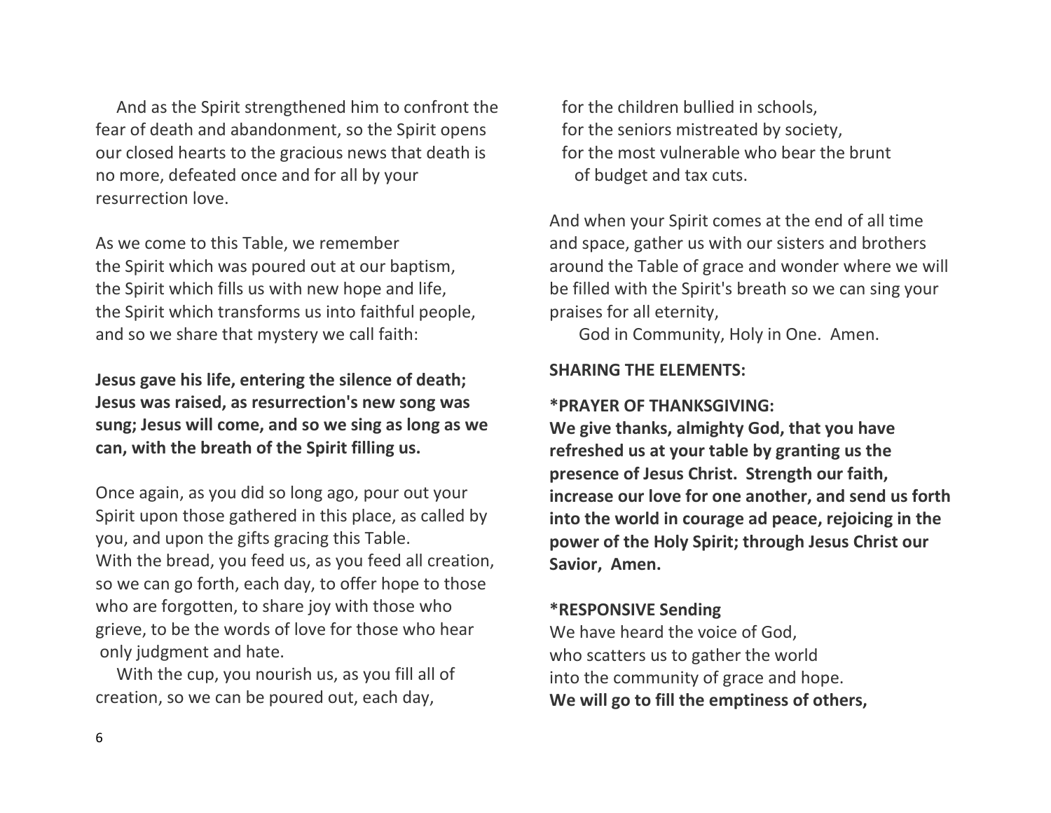And as the Spirit strengthened him to confront the fear of death and abandonment, so the Spirit opens our closed hearts to the gracious news that death is no more, defeated once and for all by your resurrection love.

As we come to this Table, we remember
the Spirit which was poured out at our baptism,
the Spirit which fills us with new hope and life,
the Spirit which transforms us into faithful people,
and so we share that mystery we call faith:

**Jesus gave his life, entering the silence of death; Jesus was raised, as resurrection's new song was sung; Jesus will come, and so we sing as long as we can, with the breath of the Spirit filling us.**

Once again, as you did so long ago, pour out your Spirit upon those gathered in this place, as called by you, and upon the gifts gracing this Table.
With the bread, you feed us, as you feed all creation, so we can go forth, each day, to offer hope to those who are forgotten, to share joy with those who grieve, to be the words of love for those who hear only judgment and hate.

With the cup, you nourish us, as you fill all of creation, so we can be poured out, each day,

for the children bullied in schools,
for the seniors mistreated by society,
for the most vulnerable who bear the brunt
of budget and tax cuts.

And when your Spirit comes at the end of all time and space, gather us with our sisters and brothers around the Table of grace and wonder where we will be filled with the Spirit's breath so we can sing your praises for all eternity,

God in Community, Holy in One. Amen.

**SHARING THE ELEMENTS:**

**\*PRAYER OF THANKSGIVING:**
**We give thanks, almighty God, that you have refreshed us at your table by granting us the presence of Jesus Christ. Strength our faith, increase our love for one another, and send us forth into the world in courage ad peace, rejoicing in the power of the Holy Spirit; through Jesus Christ our Savior, Amen.**

**\*RESPONSIVE Sending**
We have heard the voice of God,
who scatters us to gather the world
into the community of grace and hope.
**We will go to fill the emptiness of others,**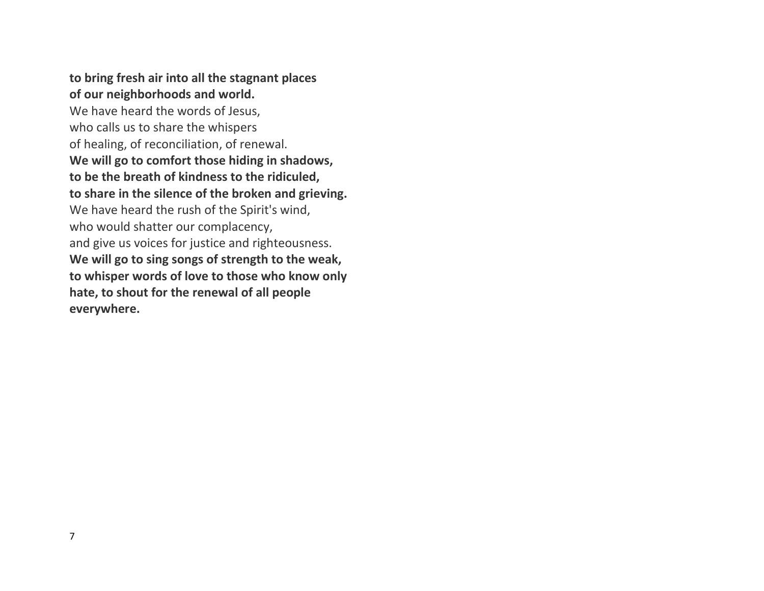**to bring fresh air into all the stagnant places**
**of our neighborhoods and world.**
We have heard the words of Jesus,
who calls us to share the whispers
of healing, of reconciliation, of renewal.
**We will go to comfort those hiding in shadows,**
**to be the breath of kindness to the ridiculed,**
**to share in the silence of the broken and grieving.**
We have heard the rush of the Spirit's wind,
who would shatter our complacency,
and give us voices for justice and righteousness.
**We will go to sing songs of strength to the weak,**
**to whisper words of love to those who know only**
**hate, to shout for the renewal of all people**
**everywhere.**